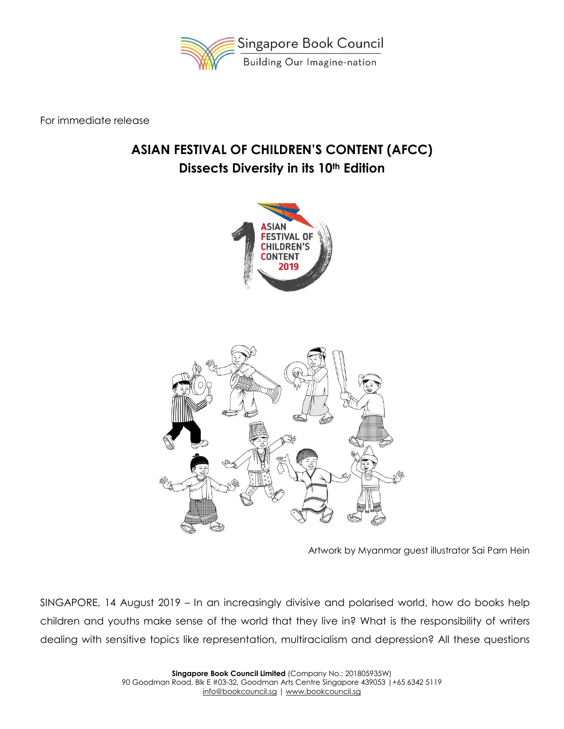Singapore Book Council

Building Our Imagine-nation

For immediate release

# ASIAN FESTIVAL OF CHILDREN'S CONTENT (AFCC) Dissects Diversity in its 10th Edition

Artwork by Myanmar guest illustrator Sai Parn Hein

SINGAPORE, 14 August 2019 – In an increasingly divisive and polarised world, how do books help children and youths make sense of the world that they live in? What is the responsibility of writers dealing with sensitive topics like representation, multiracialism and depression? All these questions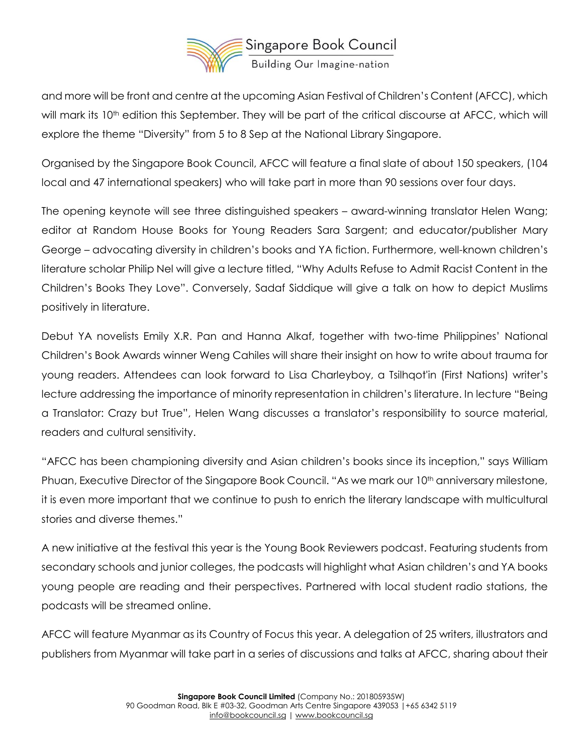and more will be front and centre at the upcoming Asian Festival of Children's Content (AFCC), which will mark its 10th edition this September. They will be part of the critical discourse at AFCC, which will explore the theme "Diversity" from 5 to 8 Sep at the National Library Singapore.

Organised by the Singapore Book Council, AFCC will feature a final slate of about 150 speakers, (104 local and 47 international speakers) who will take part in more than 90 sessions over four days.

The opening keynote will see three distinguished speakers – award-winning translator Helen Wang; editor at Random House Books for Young Readers Sara Sargent; and educator/publisher Mary George – advocating diversity in children's books and YA fiction. Furthermore, well-known children's literature scholar Philip Nel will give a lecture titled, "Why Adults Refuse to Admit Racist Content in the Children's Books They Love". Conversely, Sadaf Siddique will give a talk on how to depict Muslims positively in literature.

Debut YA novelists Emily X.R. Pan and Hanna Alkaf, together with two-time Philippines' National Children's Book Awards winner Weng Cahiles will share their insight on how to write about trauma for young readers. Attendees can look forward to Lisa Charleyboy, a Tsilhqot'in (First Nations) writer's lecture addressing the importance of minority representation in children's literature. In lecture "Being a Translator: Crazy but True", Helen Wang discusses a translator's responsibility to source material, readers and cultural sensitivity.

"AFCC has been championing diversity and Asian children's books since its inception," says William Phuan, Executive Director of the Singapore Book Council. "As we mark our 10th anniversary milestone, it is even more important that we continue to push to enrich the literary landscape with multicultural stories and diverse themes."

A new initiative at the festival this year is the Young Book Reviewers podcast. Featuring students from secondary schools and junior colleges, the podcasts will highlight what Asian children's and YA books young people are reading and their perspectives. Partnered with local student radio stations, the podcasts will be streamed online.

AFCC will feature Myanmar as its Country of Focus this year. A delegation of 25 writers, illustrators and publishers from Myanmar will take part in a series of discussions and talks at AFCC, sharing about their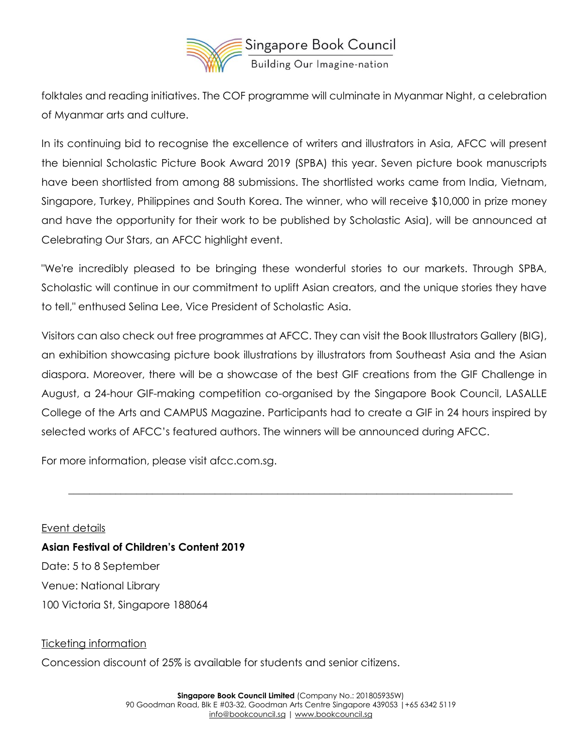folktales and reading initiatives. The COF programme will culminate in Myanmar Night, a celebration of Myanmar arts and culture.

In its continuing bid to recognise the excellence of writers and illustrators in Asia, AFCC will present the biennial Scholastic Picture Book Award 2019 (SPBA) this year. Seven picture book manuscripts have been shortlisted from among 88 submissions. The shortlisted works came from India, Vietnam, Singapore, Turkey, Philippines and South Korea. The winner, who will receive $10,000 in prize money and have the opportunity for their work to be published by Scholastic Asia), will be announced at Celebrating Our Stars, an AFCC highlight event.

"We're incredibly pleased to be bringing these wonderful stories to our markets. Through SPBA, Scholastic will continue in our commitment to uplift Asian creators, and the unique stories they have to tell," enthused Selina Lee, Vice President of Scholastic Asia.

Visitors can also check out free programmes at AFCC. They can visit the Book Illustrators Gallery (BIG), an exhibition showcasing picture book illustrations by illustrators from Southeast Asia and the Asian diaspora. Moreover, there will be a showcase of the best GIF creations from the GIF Challenge in August, a 24-hour GIF-making competition co-organised by the Singapore Book Council, LASALLE College of the Arts and CAMPUS Magazine. Participants had to create a GIF in 24 hours inspired by selected works of AFCC's featured authors. The winners will be announced during AFCC.

For more information, please visit afcc.com.sg.

---

Event details

**Asian Festival of Children's Content 2019**

Date: 5 to 8 September

Venue: National Library

100 Victoria St, Singapore 188064

Ticketing information

Concession discount of 25% is available for students and senior citizens.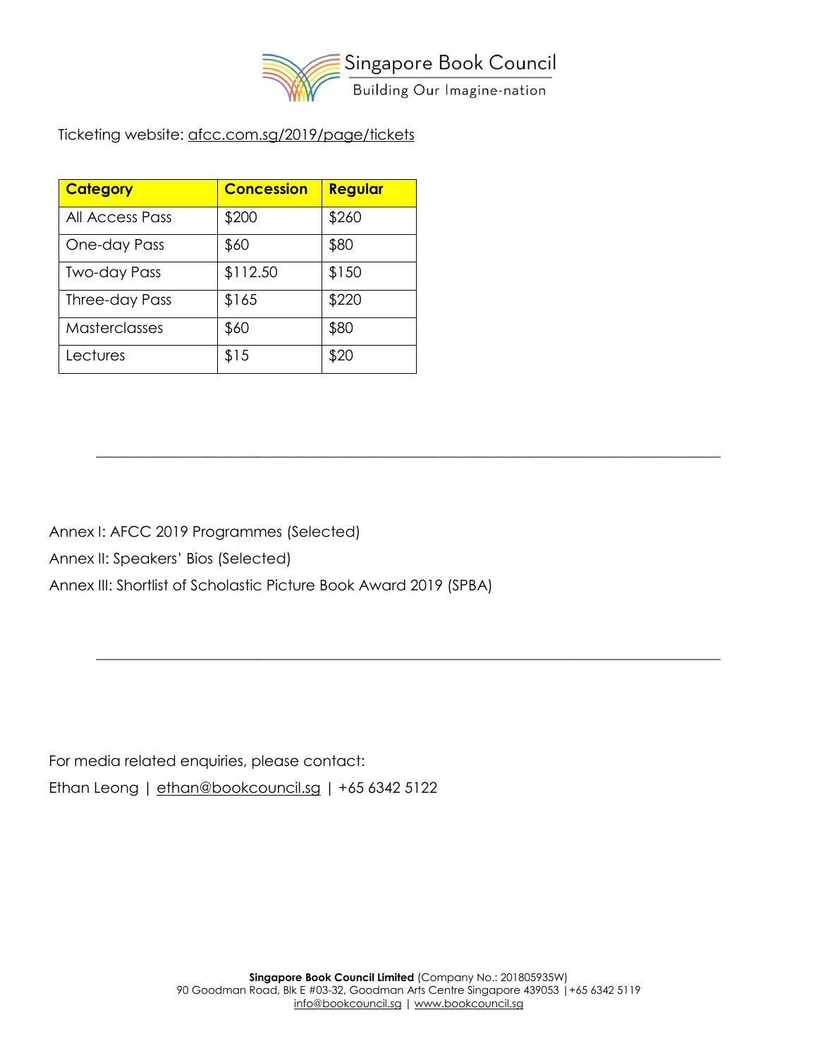Ticketing website: afcc.com.sg/2019/page/tickets

| Category | Concession | Regular |
|---|---|---|
| All Access Pass | $200 | $260 |
| One-day Pass | $60 | $80 |
| Two-day Pass | $112.50 | $150 |
| Three-day Pass | $165 | $220 |
| Masterclasses | $60 | $80 |
| Lectures | $15 | $20 |

---

Annex I: AFCC 2019 Programmes (Selected)

Annex II: Speakers' Bios (Selected)

Annex III: Shortlist of Scholastic Picture Book Award 2019 (SPBA)

---

For media related enquiries, please contact:

Ethan Leong | ethan@bookcouncil.sg | +65 6342 5122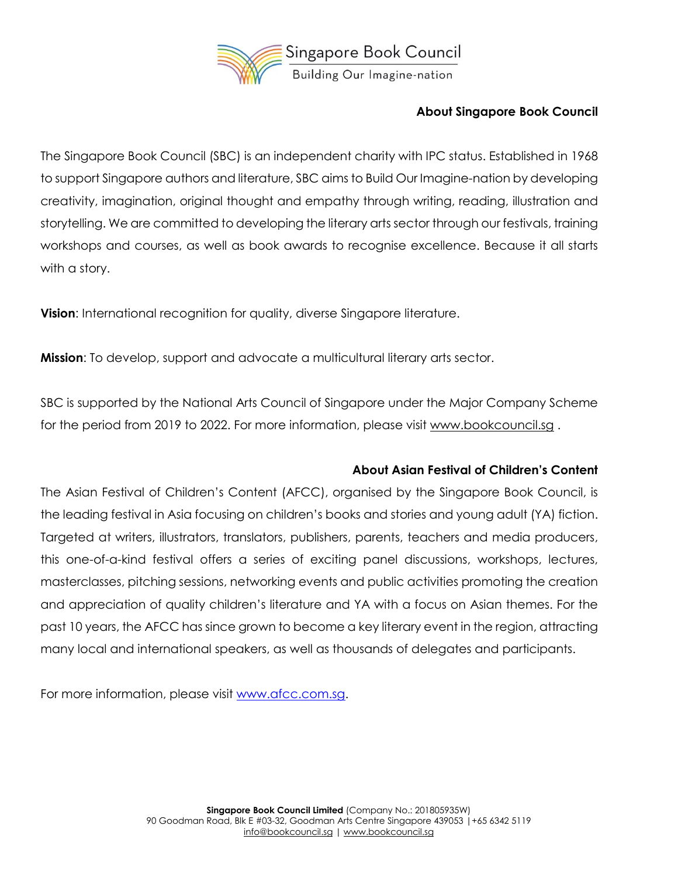## About Singapore Book Council

The Singapore Book Council (SBC) is an independent charity with IPC status. Established in 1968 to support Singapore authors and literature, SBC aims to Build Our Imagine-nation by developing creativity, imagination, original thought and empathy through writing, reading, illustration and storytelling. We are committed to developing the literary arts sector through our festivals, training workshops and courses, as well as book awards to recognise excellence. Because it all starts with a story.

**Vision**: International recognition for quality, diverse Singapore literature.

**Mission**: To develop, support and advocate a multicultural literary arts sector.

SBC is supported by the National Arts Council of Singapore under the Major Company Scheme for the period from 2019 to 2022. For more information, please visit www.bookcouncil.sg .

## About Asian Festival of Children's Content

The Asian Festival of Children's Content (AFCC), organised by the Singapore Book Council, is the leading festival in Asia focusing on children's books and stories and young adult (YA) fiction. Targeted at writers, illustrators, translators, publishers, parents, teachers and media producers, this one-of-a-kind festival offers a series of exciting panel discussions, workshops, lectures, masterclasses, pitching sessions, networking events and public activities promoting the creation and appreciation of quality children's literature and YA with a focus on Asian themes. For the past 10 years, the AFCC has since grown to become a key literary event in the region, attracting many local and international speakers, as well as thousands of delegates and participants.

For more information, please visit www.afcc.com.sg.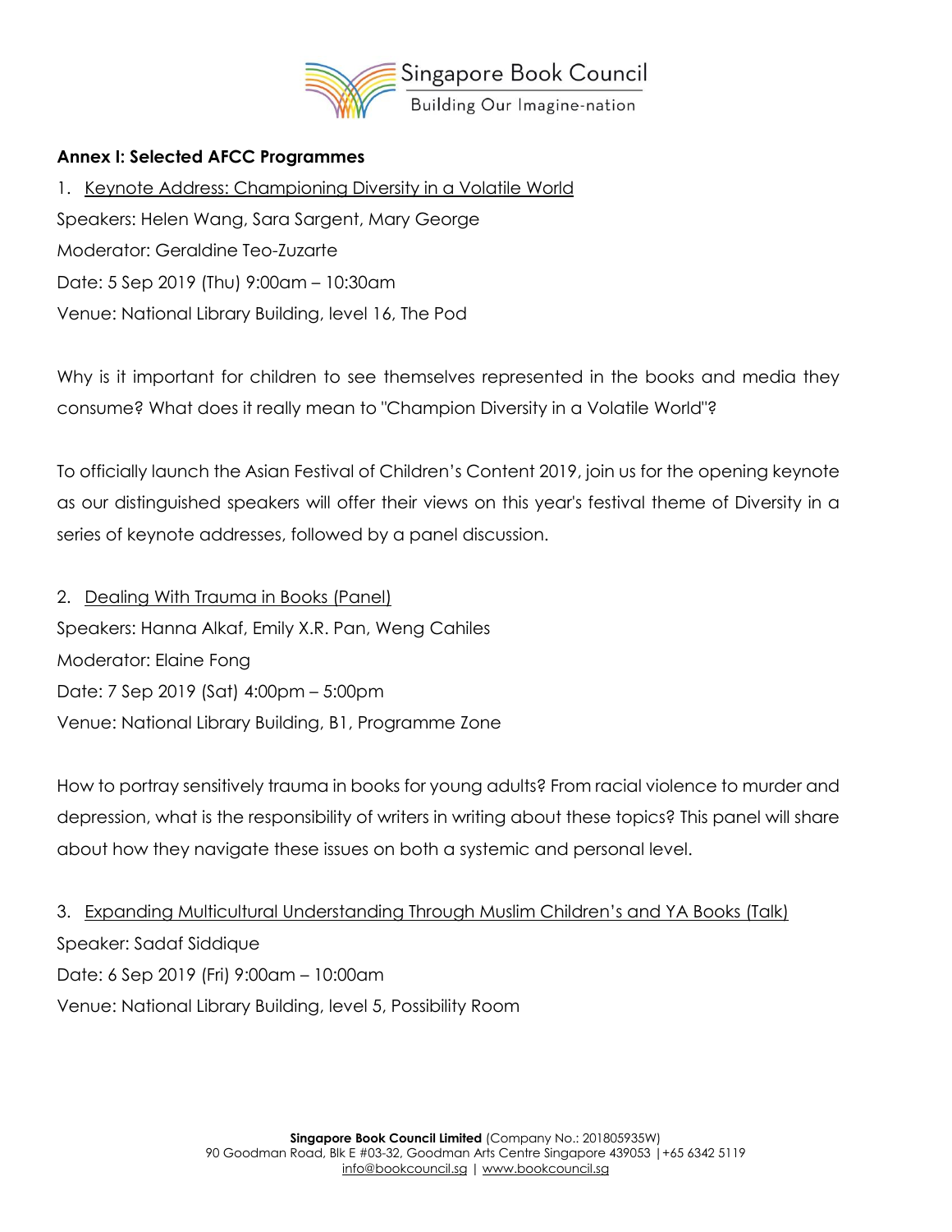**Annex I: Selected AFCC Programmes**

1. Keynote Address: Championing Diversity in a Volatile World

Speakers: Helen Wang, Sara Sargent, Mary George
Moderator: Geraldine Teo-Zuzarte
Date: 5 Sep 2019 (Thu) 9:00am – 10:30am
Venue: National Library Building, level 16, The Pod

Why is it important for children to see themselves represented in the books and media they consume? What does it really mean to "Champion Diversity in a Volatile World"?

To officially launch the Asian Festival of Children's Content 2019, join us for the opening keynote as our distinguished speakers will offer their views on this year's festival theme of Diversity in a series of keynote addresses, followed by a panel discussion.

2. Dealing With Trauma in Books (Panel)

Speakers: Hanna Alkaf, Emily X.R. Pan, Weng Cahiles
Moderator: Elaine Fong
Date: 7 Sep 2019 (Sat) 4:00pm – 5:00pm
Venue: National Library Building, B1, Programme Zone

How to portray sensitively trauma in books for young adults? From racial violence to murder and depression, what is the responsibility of writers in writing about these topics? This panel will share about how they navigate these issues on both a systemic and personal level.

3. Expanding Multicultural Understanding Through Muslim Children's and YA Books (Talk)

Speaker: Sadaf Siddique
Date: 6 Sep 2019 (Fri) 9:00am – 10:00am
Venue: National Library Building, level 5, Possibility Room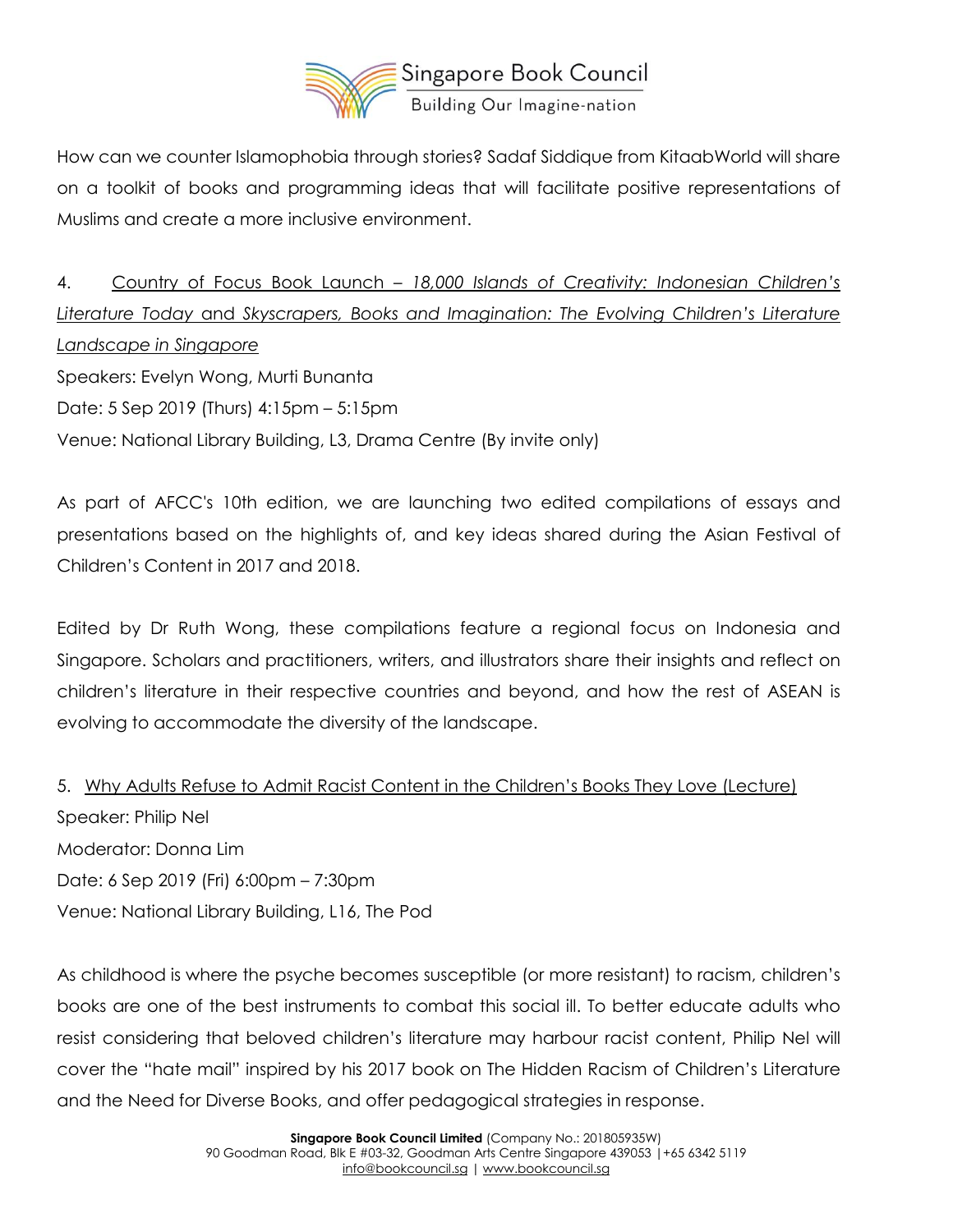How can we counter Islamophobia through stories? Sadaf Siddique from KitaabWorld will share on a toolkit of books and programming ideas that will facilitate positive representations of Muslims and create a more inclusive environment.

4. Country of Focus Book Launch – *18,000 Islands of Creativity: Indonesian Children's Literature Today* and *Skyscrapers, Books and Imagination: The Evolving Children's Literature Landscape in Singapore*

Speakers: Evelyn Wong, Murti Bunanta
Date: 5 Sep 2019 (Thurs) 4:15pm – 5:15pm
Venue: National Library Building, L3, Drama Centre (By invite only)

As part of AFCC's 10th edition, we are launching two edited compilations of essays and presentations based on the highlights of, and key ideas shared during the Asian Festival of Children's Content in 2017 and 2018.

Edited by Dr Ruth Wong, these compilations feature a regional focus on Indonesia and Singapore. Scholars and practitioners, writers, and illustrators share their insights and reflect on children's literature in their respective countries and beyond, and how the rest of ASEAN is evolving to accommodate the diversity of the landscape.

5. Why Adults Refuse to Admit Racist Content in the Children's Books They Love (Lecture)

Speaker: Philip Nel
Moderator: Donna Lim
Date: 6 Sep 2019 (Fri) 6:00pm – 7:30pm
Venue: National Library Building, L16, The Pod

As childhood is where the psyche becomes susceptible (or more resistant) to racism, children's books are one of the best instruments to combat this social ill. To better educate adults who resist considering that beloved children's literature may harbour racist content, Philip Nel will cover the "hate mail" inspired by his 2017 book on The Hidden Racism of Children's Literature and the Need for Diverse Books, and offer pedagogical strategies in response.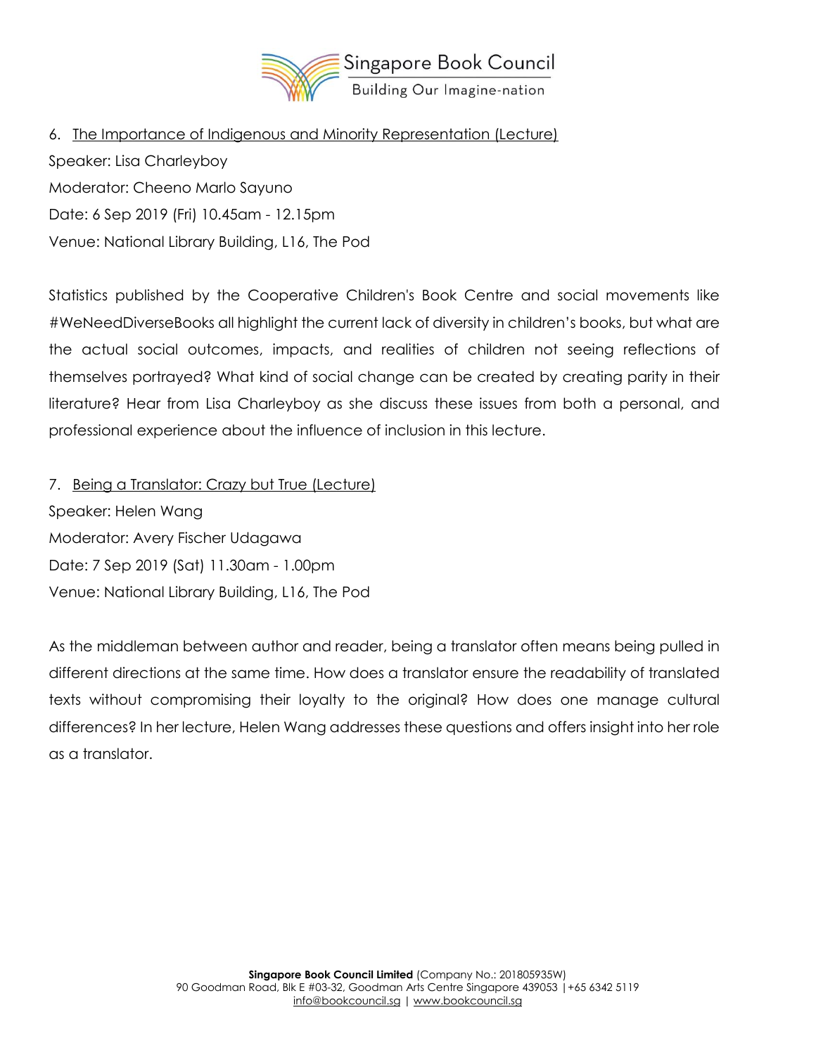6. The Importance of Indigenous and Minority Representation (Lecture)

Speaker: Lisa Charleyboy

Moderator: Cheeno Marlo Sayuno

Date: 6 Sep 2019 (Fri) 10.45am - 12.15pm

Venue: National Library Building, L16, The Pod

Statistics published by the Cooperative Children's Book Centre and social movements like #WeNeedDiverseBooks all highlight the current lack of diversity in children's books, but what are the actual social outcomes, impacts, and realities of children not seeing reflections of themselves portrayed? What kind of social change can be created by creating parity in their literature? Hear from Lisa Charleyboy as she discuss these issues from both a personal, and professional experience about the influence of inclusion in this lecture.

7. Being a Translator: Crazy but True (Lecture)

Speaker: Helen Wang

Moderator: Avery Fischer Udagawa

Date: 7 Sep 2019 (Sat) 11.30am - 1.00pm

Venue: National Library Building, L16, The Pod

As the middleman between author and reader, being a translator often means being pulled in different directions at the same time. How does a translator ensure the readability of translated texts without compromising their loyalty to the original? How does one manage cultural differences? In her lecture, Helen Wang addresses these questions and offers insight into her role as a translator.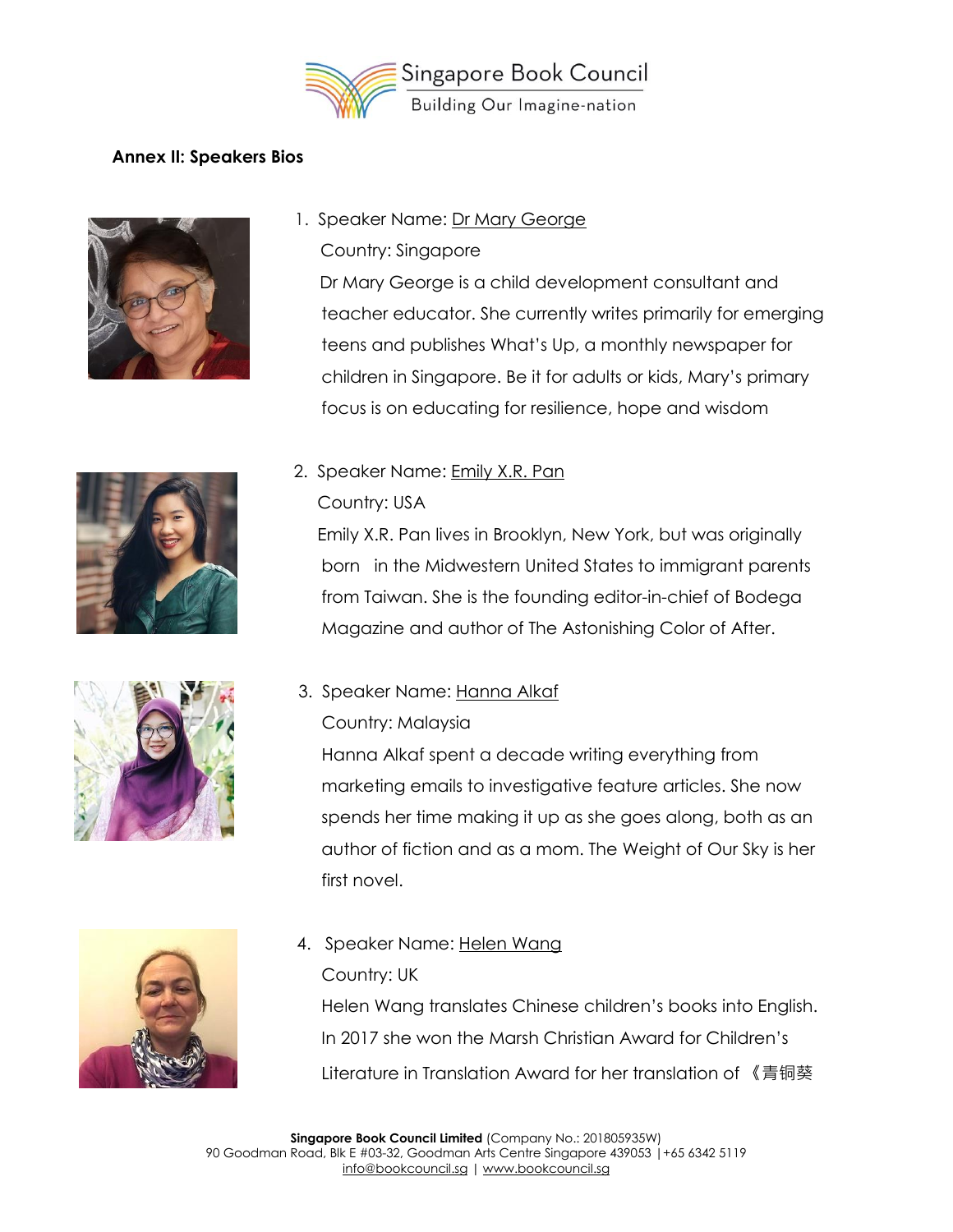**Annex II: Speakers Bios**

1. Speaker Name: Dr Mary George

   Country: Singapore

   Dr Mary George is a child development consultant and teacher educator. She currently writes primarily for emerging teens and publishes What's Up, a monthly newspaper for children in Singapore. Be it for adults or kids, Mary's primary focus is on educating for resilience, hope and wisdom

2. Speaker Name: Emily X.R. Pan

   Country: USA

   Emily X.R. Pan lives in Brooklyn, New York, but was originally born in the Midwestern United States to immigrant parents from Taiwan. She is the founding editor-in-chief of Bodega Magazine and author of The Astonishing Color of After.

3. Speaker Name: Hanna Alkaf

   Country: Malaysia

   Hanna Alkaf spent a decade writing everything from marketing emails to investigative feature articles. She now spends her time making it up as she goes along, both as an author of fiction and as a mom. The Weight of Our Sky is her first novel.

4. Speaker Name: Helen Wang

   Country: UK

   Helen Wang translates Chinese children's books into English. In 2017 she won the Marsh Christian Award for Children's Literature in Translation Award for her translation of 《青铜葵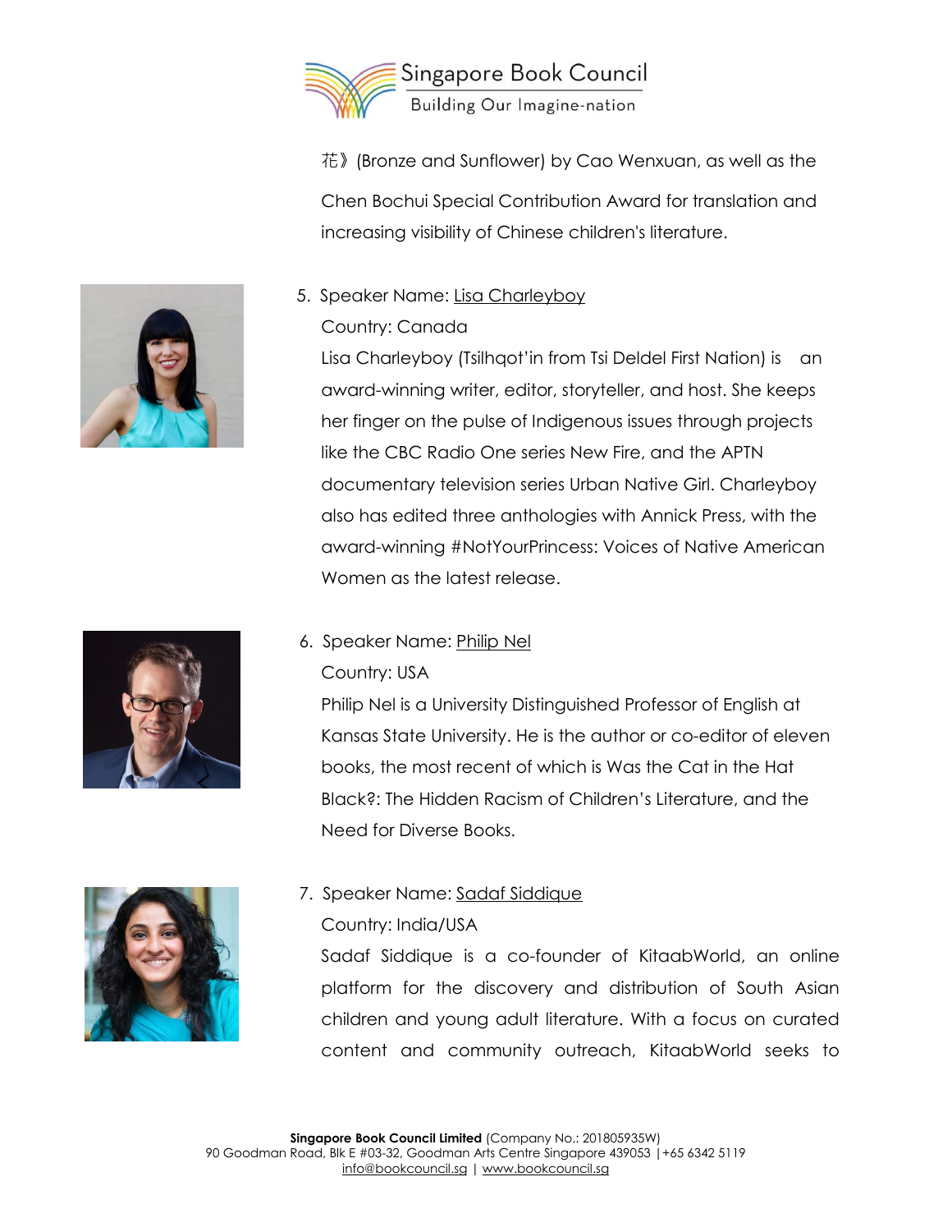花》(Bronze and Sunflower) by Cao Wenxuan, as well as the Chen Bochui Special Contribution Award for translation and increasing visibility of Chinese children's literature.

5. Speaker Name: Lisa Charleyboy

   Country: Canada

   Lisa Charleyboy (Tsilhqot'in from Tsi Deldel First Nation) is an award-winning writer, editor, storyteller, and host. She keeps her finger on the pulse of Indigenous issues through projects like the CBC Radio One series New Fire, and the APTN documentary television series Urban Native Girl. Charleyboy also has edited three anthologies with Annick Press, with the award-winning #NotYourPrincess: Voices of Native American Women as the latest release.

6. Speaker Name: Philip Nel

   Country: USA

   Philip Nel is a University Distinguished Professor of English at Kansas State University. He is the author or co-editor of eleven books, the most recent of which is Was the Cat in the Hat Black?: The Hidden Racism of Children's Literature, and the Need for Diverse Books.

7. Speaker Name: Sadaf Siddique

   Country: India/USA

   Sadaf Siddique is a co-founder of KitaabWorld, an online platform for the discovery and distribution of South Asian children and young adult literature. With a focus on curated content and community outreach, KitaabWorld seeks to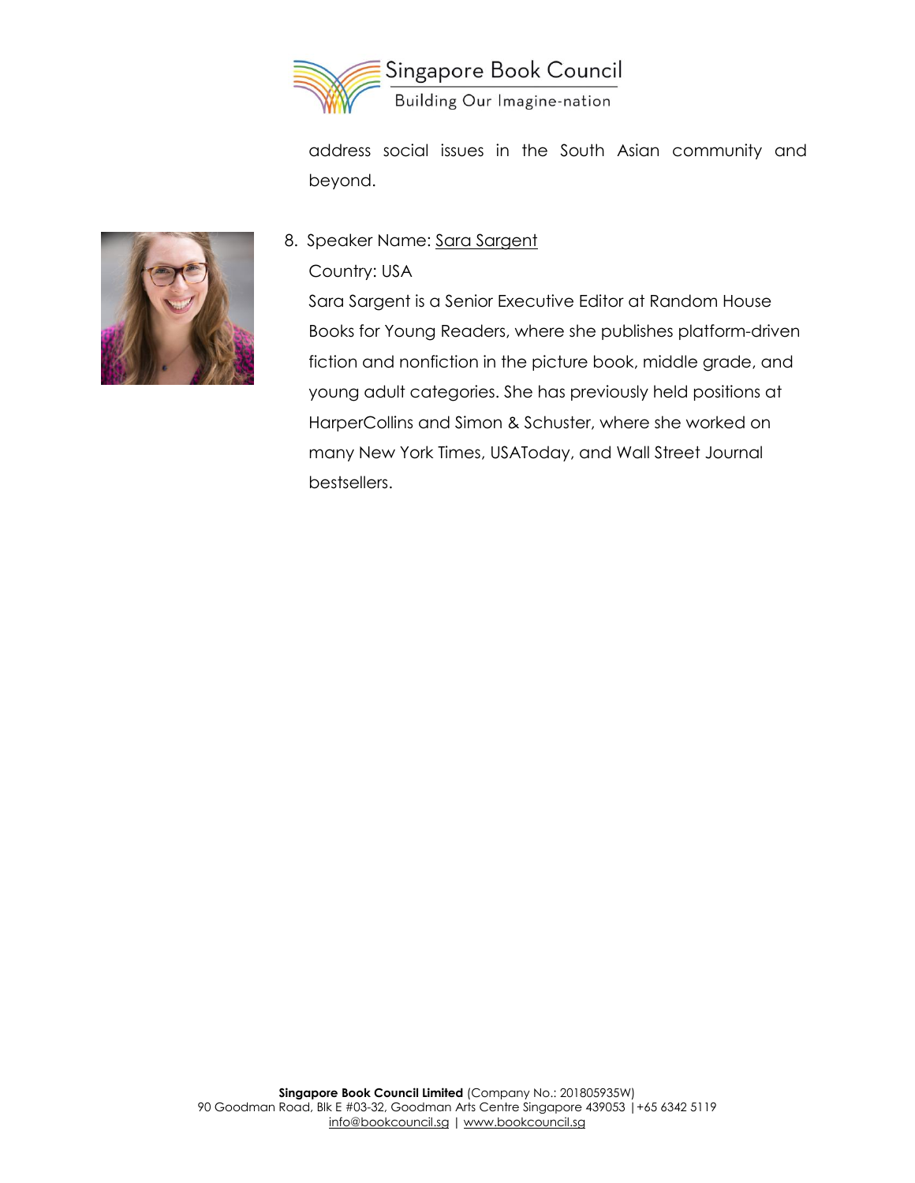address social issues in the South Asian community and beyond.

8. Speaker Name: Sara Sargent

   Country: USA

   Sara Sargent is a Senior Executive Editor at Random House Books for Young Readers, where she publishes platform-driven fiction and nonfiction in the picture book, middle grade, and young adult categories. She has previously held positions at HarperCollins and Simon & Schuster, where she worked on many New York Times, USAToday, and Wall Street Journal bestsellers.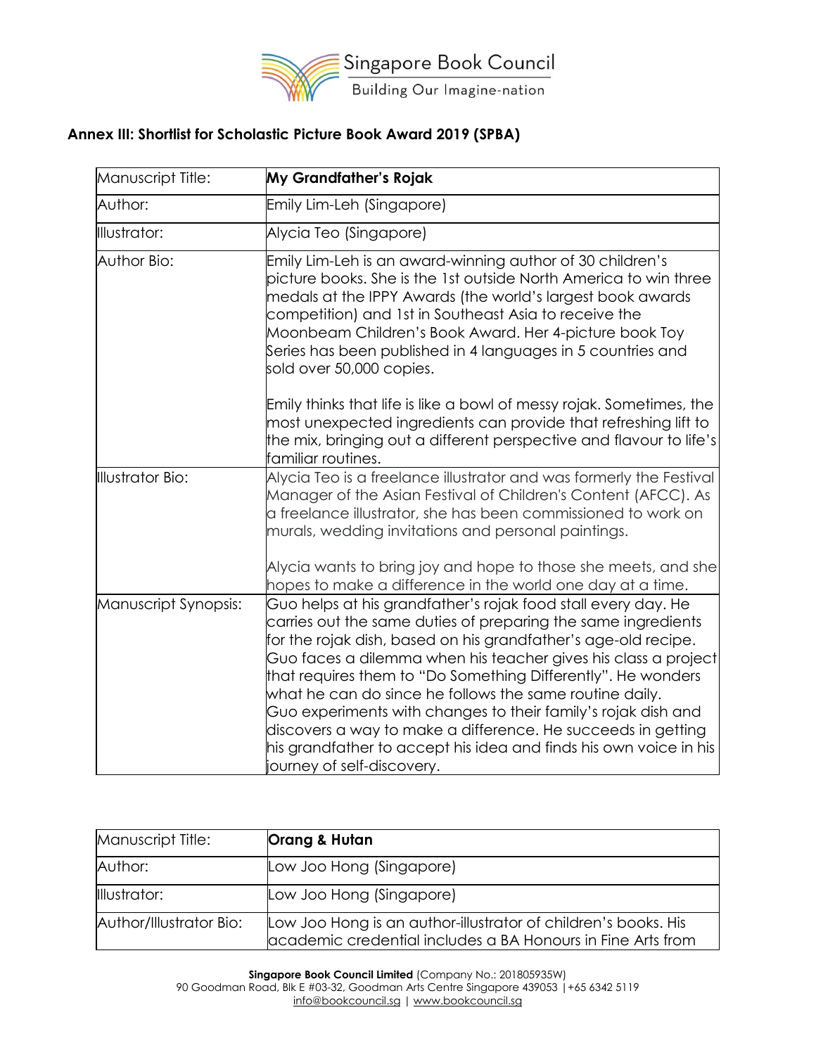## Annex III: Shortlist for Scholastic Picture Book Award 2019 (SPBA)

| Manuscript Title: | **My Grandfather's Rojak** |
| --- | --- |
| Author: | Emily Lim-Leh (Singapore) |
| Illustrator: | Alycia Teo (Singapore) |
| Author Bio: | Emily Lim-Leh is an award-winning author of 30 children's picture books. She is the 1st outside North America to win three medals at the IPPY Awards (the world's largest book awards competition) and 1st in Southeast Asia to receive the Moonbeam Children's Book Award. Her 4-picture book Toy Series has been published in 4 languages in 5 countries and sold over 50,000 copies.<br><br>Emily thinks that life is like a bowl of messy rojak. Sometimes, the most unexpected ingredients can provide that refreshing lift to the mix, bringing out a different perspective and flavour to life's familiar routines. |
| Illustrator Bio: | Alycia Teo is a freelance illustrator and was formerly the Festival Manager of the Asian Festival of Children's Content (AFCC). As a freelance illustrator, she has been commissioned to work on murals, wedding invitations and personal paintings.<br><br>Alycia wants to bring joy and hope to those she meets, and she hopes to make a difference in the world one day at a time. |
| Manuscript Synopsis: | Guo helps at his grandfather's rojak food stall every day. He carries out the same duties of preparing the same ingredients for the rojak dish, based on his grandfather's age-old recipe. Guo faces a dilemma when his teacher gives his class a project that requires them to "Do Something Differently". He wonders what he can do since he follows the same routine daily. Guo experiments with changes to their family's rojak dish and discovers a way to make a difference. He succeeds in getting his grandfather to accept his idea and finds his own voice in his journey of self-discovery. |

| Manuscript Title: | **Orang & Hutan** |
| --- | --- |
| Author: | Low Joo Hong (Singapore) |
| Illustrator: | Low Joo Hong (Singapore) |
| Author/Illustrator Bio: | Low Joo Hong is an author-illustrator of children's books. His academic credential includes a BA Honours in Fine Arts from |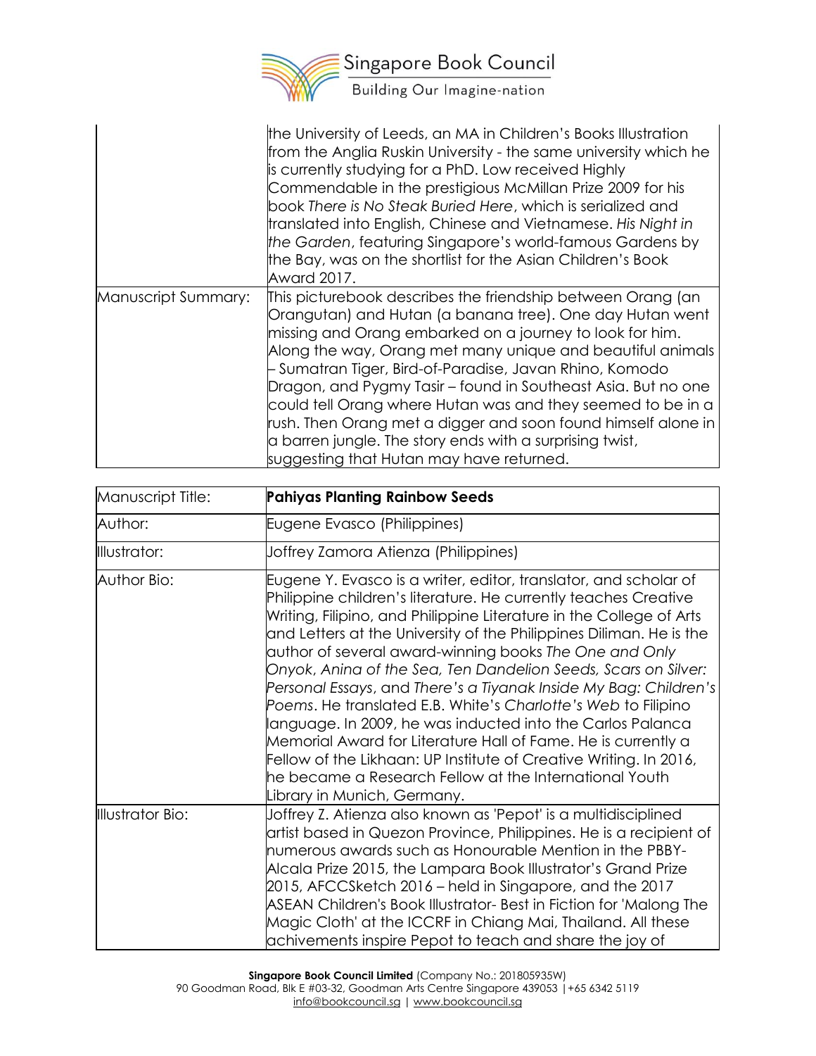| | |
|---|---|
| | the University of Leeds, an MA in Children's Books Illustration from the Anglia Ruskin University - the same university which he is currently studying for a PhD. Low received Highly Commendable in the prestigious McMillan Prize 2009 for his book *There is No Steak Buried Here*, which is serialized and translated into English, Chinese and Vietnamese. *His Night in the Garden*, featuring Singapore's world-famous Gardens by the Bay, was on the shortlist for the Asian Children's Book Award 2017. |
| Manuscript Summary: | This picturebook describes the friendship between Orang (an Orangutan) and Hutan (a banana tree). One day Hutan went missing and Orang embarked on a journey to look for him. Along the way, Orang met many unique and beautiful animals – Sumatran Tiger, Bird-of-Paradise, Javan Rhino, Komodo Dragon, and Pygmy Tasir – found in Southeast Asia. But no one could tell Orang where Hutan was and they seemed to be in a rush. Then Orang met a digger and soon found himself alone in a barren jungle. The story ends with a surprising twist, suggesting that Hutan may have returned. |

| Manuscript Title: | **Pahiyas Planting Rainbow Seeds** |
|---|---|
| Author: | Eugene Evasco (Philippines) |
| Illustrator: | Joffrey Zamora Atienza (Philippines) |
| Author Bio: | Eugene Y. Evasco is a writer, editor, translator, and scholar of Philippine children's literature. He currently teaches Creative Writing, Filipino, and Philippine Literature in the College of Arts and Letters at the University of the Philippines Diliman. He is the author of several award-winning books *The One and Only Onyok*, *Anina of the Sea, Ten Dandelion Seeds, Scars on Silver: Personal Essays*, and *There's a Tiyanak Inside My Bag: Children's Poems*. He translated E.B. White's *Charlotte's Web* to Filipino language. In 2009, he was inducted into the Carlos Palanca Memorial Award for Literature Hall of Fame. He is currently a Fellow of the Likhaan: UP Institute of Creative Writing. In 2016, he became a Research Fellow at the International Youth Library in Munich, Germany. |
| Illustrator Bio: | Joffrey Z. Atienza also known as 'Pepot' is a multidisciplined artist based in Quezon Province, Philippines. He is a recipient of numerous awards such as Honourable Mention in the PBBY-Alcala Prize 2015, the Lampara Book Illustrator's Grand Prize 2015, AFCCSketch 2016 – held in Singapore, and the 2017 ASEAN Children's Book Illustrator- Best in Fiction for 'Malong The Magic Cloth' at the ICCRF in Chiang Mai, Thailand. All these achivements inspire Pepot to teach and share the joy of |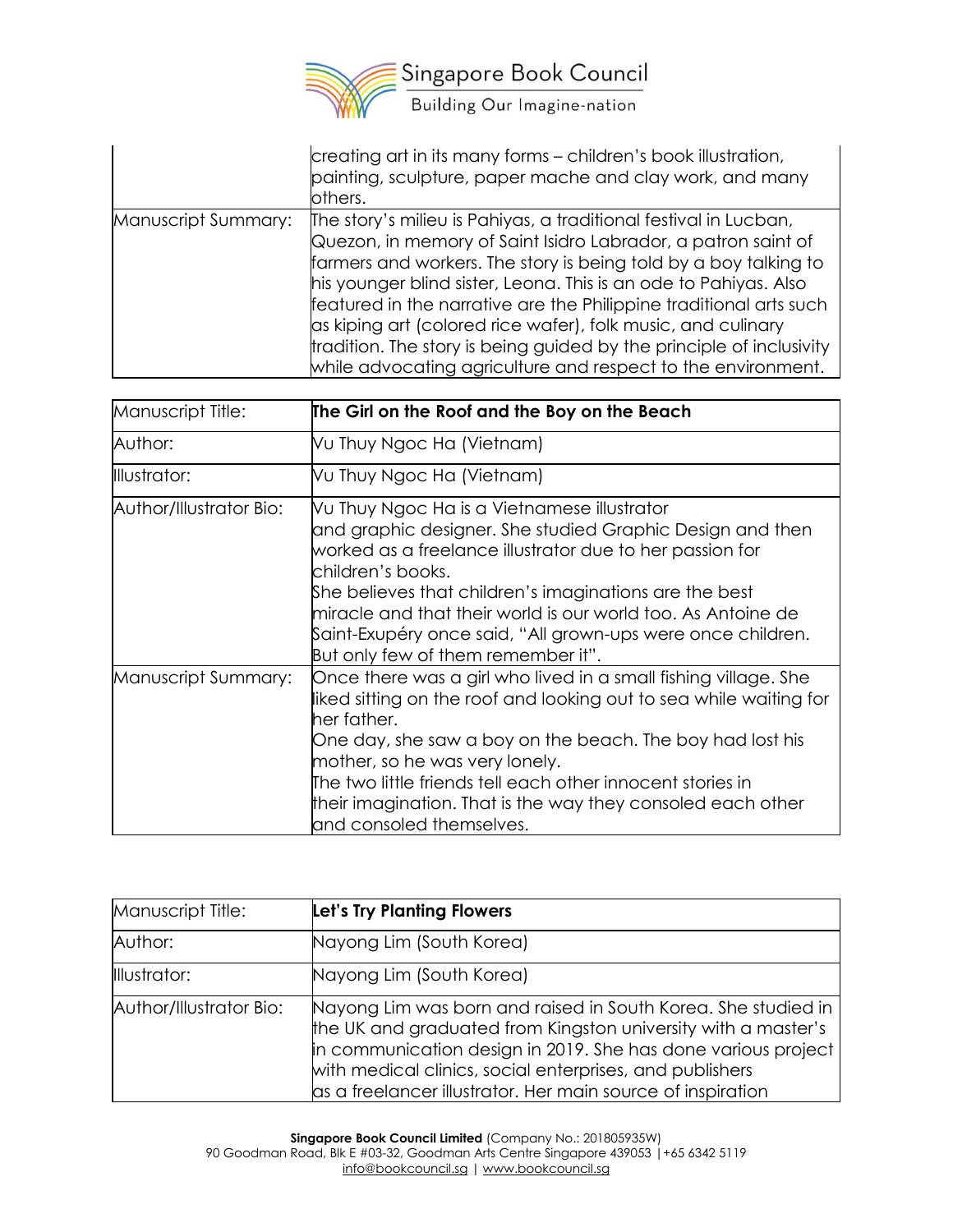| | |
|---|---|
| | creating art in its many forms – children's book illustration, painting, sculpture, paper mache and clay work, and many others. |
| Manuscript Summary: | The story's milieu is Pahiyas, a traditional festival in Lucban, Quezon, in memory of Saint Isidro Labrador, a patron saint of farmers and workers. The story is being told by a boy talking to his younger blind sister, Leona. This is an ode to Pahiyas. Also featured in the narrative are the Philippine traditional arts such as kiping art (colored rice wafer), folk music, and culinary tradition. The story is being guided by the principle of inclusivity while advocating agriculture and respect to the environment. |

| Manuscript Title: | **The Girl on the Roof and the Boy on the Beach** |
|---|---|
| Author: | Vu Thuy Ngoc Ha (Vietnam) |
| Illustrator: | Vu Thuy Ngoc Ha (Vietnam) |
| Author/Illustrator Bio: | Vu Thuy Ngoc Ha is a Vietnamese illustrator and graphic designer. She studied Graphic Design and then worked as a freelance illustrator due to her passion for children's books.<br>She believes that children's imaginations are the best miracle and that their world is our world too. As Antoine de Saint-Exupéry once said, "All grown-ups were once children. But only few of them remember it". |
| Manuscript Summary: | Once there was a girl who lived in a small fishing village. She liked sitting on the roof and looking out to sea while waiting for her father.<br>One day, she saw a boy on the beach. The boy had lost his mother, so he was very lonely.<br>The two little friends tell each other innocent stories in their imagination. That is the way they consoled each other and consoled themselves. |

| Manuscript Title: | **Let's Try Planting Flowers** |
|---|---|
| Author: | Nayong Lim (South Korea) |
| Illustrator: | Nayong Lim (South Korea) |
| Author/Illustrator Bio: | Nayong Lim was born and raised in South Korea. She studied in the UK and graduated from Kingston university with a master's in communication design in 2019. She has done various project with medical clinics, social enterprises, and publishers as a freelancer illustrator. Her main source of inspiration |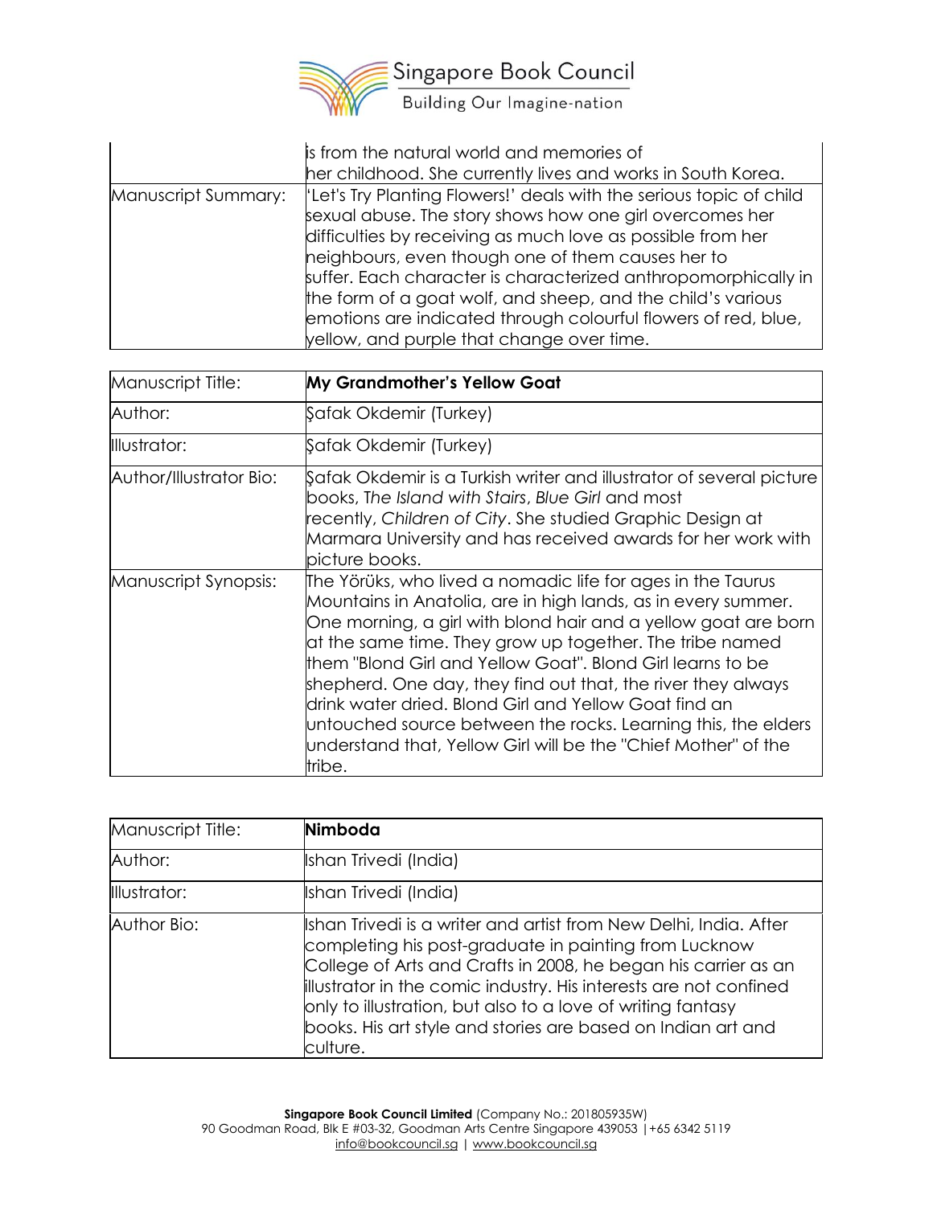| | |
|---|---|
| | is from the natural world and memories of her childhood. She currently lives and works in South Korea. |
| Manuscript Summary: | 'Let's Try Planting Flowers!' deals with the serious topic of child sexual abuse. The story shows how one girl overcomes her difficulties by receiving as much love as possible from her neighbours, even though one of them causes her to suffer. Each character is characterized anthropomorphically in the form of a goat wolf, and sheep, and the child's various emotions are indicated through colourful flowers of red, blue, yellow, and purple that change over time. |

| Manuscript Title: | **My Grandmother's Yellow Goat** |
|---|---|
| Author: | Şafak Okdemir (Turkey) |
| Illustrator: | Şafak Okdemir (Turkey) |
| Author/Illustrator Bio: | Şafak Okdemir is a Turkish writer and illustrator of several picture books, *The Island with Stairs*, *Blue Girl* and most recently, *Children of City*. She studied Graphic Design at Marmara University and has received awards for her work with picture books. |
| Manuscript Synopsis: | The Yörüks, who lived a nomadic life for ages in the Taurus Mountains in Anatolia, are in high lands, as in every summer. One morning, a girl with blond hair and a yellow goat are born at the same time. They grow up together. The tribe named them "Blond Girl and Yellow Goat". Blond Girl learns to be shepherd. One day, they find out that, the river they always drink water dried. Blond Girl and Yellow Goat find an untouched source between the rocks. Learning this, the elders understand that, Yellow Girl will be the "Chief Mother" of the tribe. |

| Manuscript Title: | **Nimboda** |
|---|---|
| Author: | Ishan Trivedi (India) |
| Illustrator: | Ishan Trivedi (India) |
| Author Bio: | Ishan Trivedi is a writer and artist from New Delhi, India. After completing his post-graduate in painting from Lucknow College of Arts and Crafts in 2008, he began his carrier as an illustrator in the comic industry. His interests are not confined only to illustration, but also to a love of writing fantasy books. His art style and stories are based on Indian art and culture. |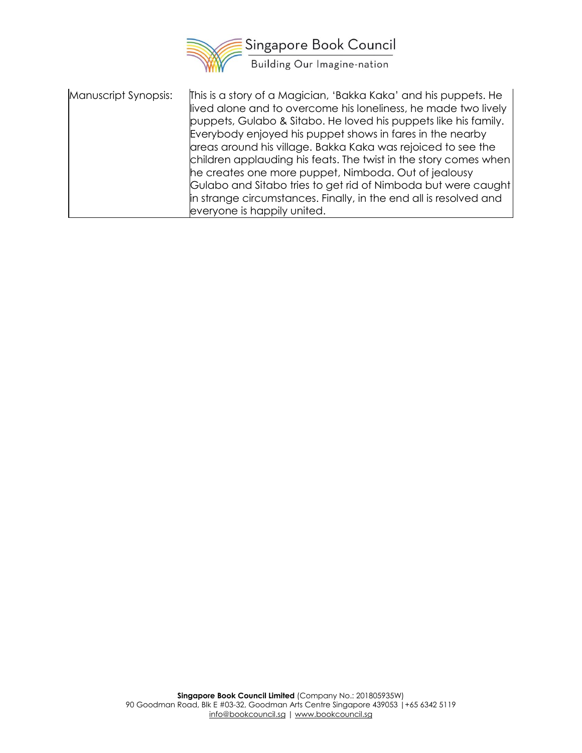| | |
| --- | --- |
| Manuscript Synopsis: | This is a story of a Magician, 'Bakka Kaka' and his puppets. He lived alone and to overcome his loneliness, he made two lively puppets, Gulabo & Sitabo. He loved his puppets like his family. Everybody enjoyed his puppet shows in fares in the nearby areas around his village. Bakka Kaka was rejoiced to see the children applauding his feats. The twist in the story comes when he creates one more puppet, Nimboda. Out of jealousy Gulabo and Sitabo tries to get rid of Nimboda but were caught in strange circumstances. Finally, in the end all is resolved and everyone is happily united. |